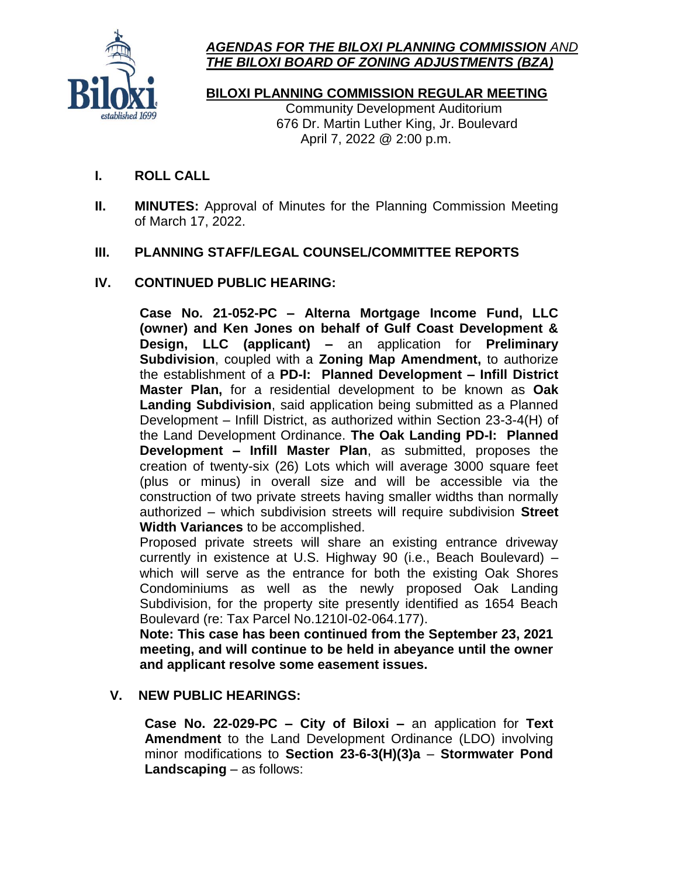# ***AGENDAS FOR THE BILOXI PLANNING COMMISSION** AND **THE BILOXI BOARD OF ZONING ADJUSTMENTS (BZA)***

## BILOXI PLANNING COMMISSION REGULAR MEETING

Community Development Auditorium
676 Dr. Martin Luther King, Jr. Boulevard
April 7, 2022 @ 2:00 p.m.

**I. ROLL CALL**

**II. MINUTES:** Approval of Minutes for the Planning Commission Meeting of March 17, 2022.

**III. PLANNING STAFF/LEGAL COUNSEL/COMMITTEE REPORTS**

**IV. CONTINUED PUBLIC HEARING:**

**Case No. 21-052-PC – Alterna Mortgage Income Fund, LLC (owner) and Ken Jones on behalf of Gulf Coast Development & Design, LLC (applicant) –** an application for **Preliminary Subdivision**, coupled with a **Zoning Map Amendment,** to authorize the establishment of a **PD-I: Planned Development – Infill District Master Plan,** for a residential development to be known as **Oak Landing Subdivision**, said application being submitted as a Planned Development – Infill District, as authorized within Section 23-3-4(H) of the Land Development Ordinance. **The Oak Landing PD-I: Planned Development – Infill Master Plan**, as submitted, proposes the creation of twenty-six (26) Lots which will average 3000 square feet (plus or minus) in overall size and will be accessible via the construction of two private streets having smaller widths than normally authorized – which subdivision streets will require subdivision **Street Width Variances** to be accomplished.

Proposed private streets will share an existing entrance driveway currently in existence at U.S. Highway 90 (i.e., Beach Boulevard) – which will serve as the entrance for both the existing Oak Shores Condominiums as well as the newly proposed Oak Landing Subdivision, for the property site presently identified as 1654 Beach Boulevard (re: Tax Parcel No.1210I-02-064.177).

**Note: This case has been continued from the September 23, 2021 meeting, and will continue to be held in abeyance until the owner and applicant resolve some easement issues.**

**V. NEW PUBLIC HEARINGS:**

**Case No. 22-029-PC – City of Biloxi –** an application for **Text Amendment** to the Land Development Ordinance (LDO) involving minor modifications to **Section 23-6-3(H)(3)a** – **Stormwater Pond Landscaping** – as follows: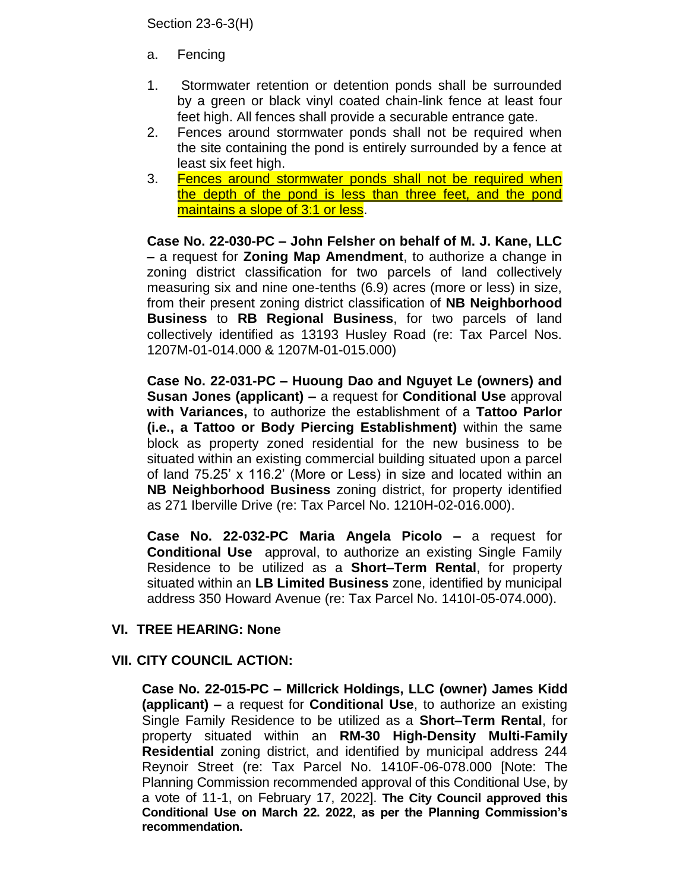Section 23-6-3(H)

a. Fencing

1. Stormwater retention or detention ponds shall be surrounded by a green or black vinyl coated chain-link fence at least four feet high. All fences shall provide a securable entrance gate.
2. Fences around stormwater ponds shall not be required when the site containing the pond is entirely surrounded by a fence at least six feet high.
3. Fences around stormwater ponds shall not be required when the depth of the pond is less than three feet, and the pond maintains a slope of 3:1 or less.

**Case No. 22-030-PC – John Felsher on behalf of M. J. Kane, LLC –** a request for **Zoning Map Amendment**, to authorize a change in zoning district classification for two parcels of land collectively measuring six and nine one-tenths (6.9) acres (more or less) in size, from their present zoning district classification of **NB Neighborhood Business** to **RB Regional Business**, for two parcels of land collectively identified as 13193 Husley Road (re: Tax Parcel Nos. 1207M-01-014.000 & 1207M-01-015.000)

**Case No. 22-031-PC – Huoung Dao and Nguyet Le (owners) and Susan Jones (applicant) –** a request for **Conditional Use** approval **with Variances,** to authorize the establishment of a **Tattoo Parlor (i.e., a Tattoo or Body Piercing Establishment)** within the same block as property zoned residential for the new business to be situated within an existing commercial building situated upon a parcel of land 75.25' x 116.2' (More or Less) in size and located within an **NB Neighborhood Business** zoning district, for property identified as 271 Iberville Drive (re: Tax Parcel No. 1210H-02-016.000).

**Case No. 22-032-PC Maria Angela Picolo –** a request for **Conditional Use** approval, to authorize an existing Single Family Residence to be utilized as a **Short–Term Rental**, for property situated within an **LB Limited Business** zone, identified by municipal address 350 Howard Avenue (re: Tax Parcel No. 1410I-05-074.000).

## VI. TREE HEARING: None

## VII. CITY COUNCIL ACTION:

**Case No. 22-015-PC – Millcrick Holdings, LLC (owner) James Kidd (applicant) –** a request for **Conditional Use**, to authorize an existing Single Family Residence to be utilized as a **Short–Term Rental**, for property situated within an **RM-30 High-Density Multi-Family Residential** zoning district, and identified by municipal address 244 Reynoir Street (re: Tax Parcel No. 1410F-06-078.000 [Note: The Planning Commission recommended approval of this Conditional Use, by a vote of 11-1, on February 17, 2022]. **The City Council approved this Conditional Use on March 22. 2022, as per the Planning Commission's recommendation.**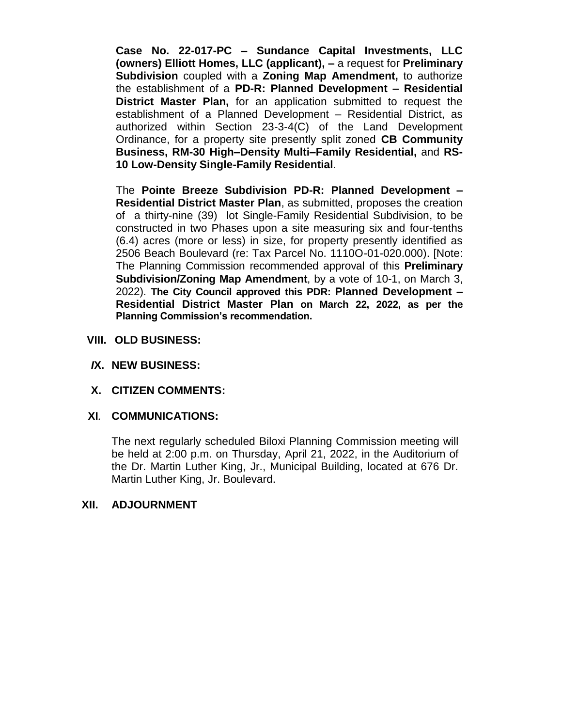**Case No. 22-017-PC – Sundance Capital Investments, LLC (owners) Elliott Homes, LLC (applicant), –** a request for **Preliminary Subdivision** coupled with a **Zoning Map Amendment,** to authorize the establishment of a **PD-R: Planned Development – Residential District Master Plan,** for an application submitted to request the establishment of a Planned Development – Residential District, as authorized within Section 23-3-4(C) of the Land Development Ordinance, for a property site presently split zoned **CB Community Business, RM-30 High–Density Multi–Family Residential,** and **RS-10 Low-Density Single-Family Residential**.

The **Pointe Breeze Subdivision PD-R: Planned Development – Residential District Master Plan**, as submitted, proposes the creation of a thirty-nine (39) lot Single-Family Residential Subdivision, to be constructed in two Phases upon a site measuring six and four-tenths (6.4) acres (more or less) in size, for property presently identified as 2506 Beach Boulevard (re: Tax Parcel No. 1110O-01-020.000). [Note: The Planning Commission recommended approval of this **Preliminary Subdivision/Zoning Map Amendment**, by a vote of 10-1, on March 3, 2022). **The City Council approved this PDR: Planned Development – Residential District Master Plan on March 22, 2022, as per the Planning Commission's recommendation.**

## VIII. OLD BUSINESS:

## IX. NEW BUSINESS:

## X. CITIZEN COMMENTS:

## XI. COMMUNICATIONS:

The next regularly scheduled Biloxi Planning Commission meeting will be held at 2:00 p.m. on Thursday, April 21, 2022, in the Auditorium of the Dr. Martin Luther King, Jr., Municipal Building, located at 676 Dr. Martin Luther King, Jr. Boulevard.

## XII. ADJOURNMENT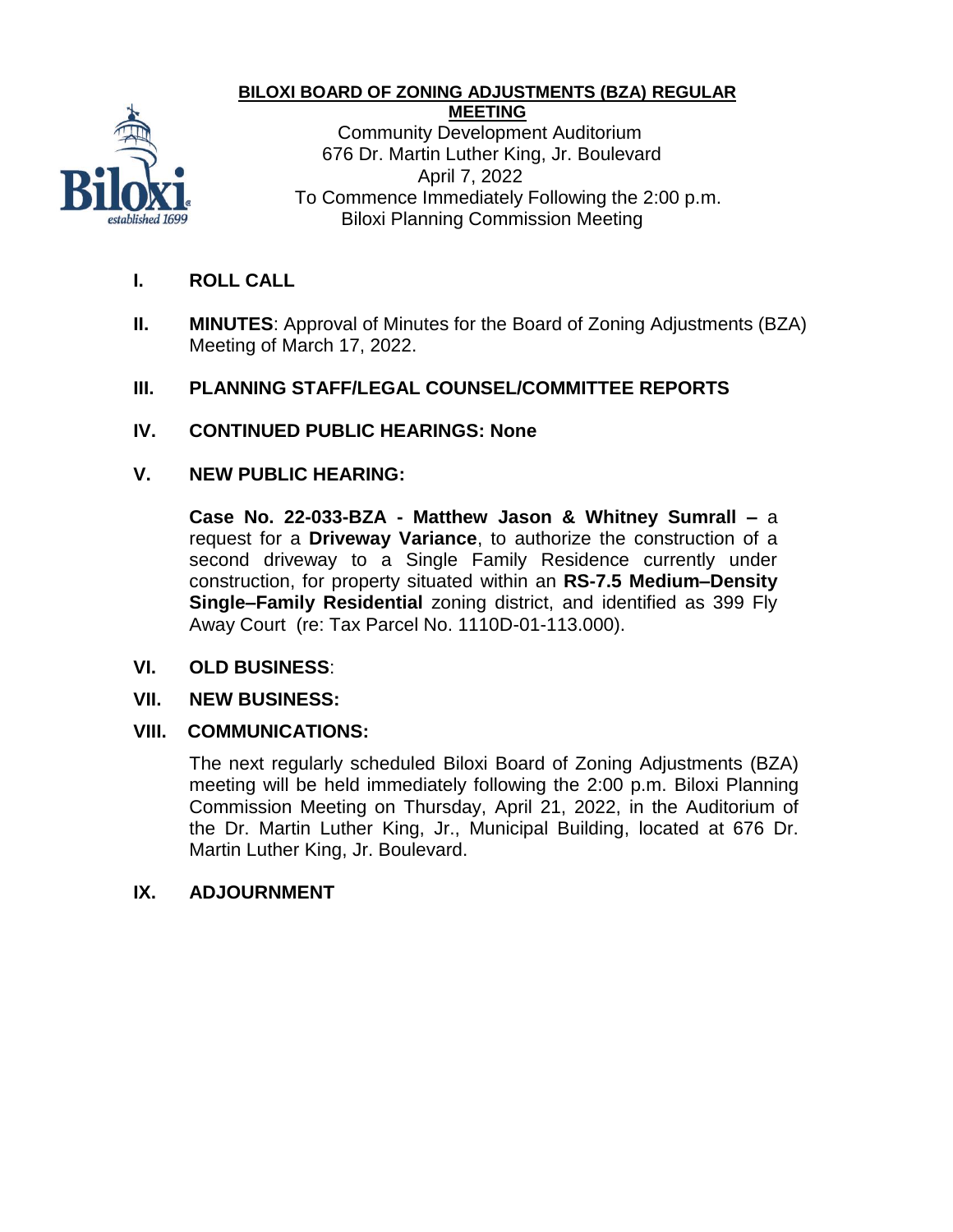# BILOXI BOARD OF ZONING ADJUSTMENTS (BZA) REGULAR MEETING

Community Development Auditorium
676 Dr. Martin Luther King, Jr. Boulevard
April 7, 2022
To Commence Immediately Following the 2:00 p.m.
Biloxi Planning Commission Meeting

**I. ROLL CALL**

**II. MINUTES**: Approval of Minutes for the Board of Zoning Adjustments (BZA) Meeting of March 17, 2022.

**III. PLANNING STAFF/LEGAL COUNSEL/COMMITTEE REPORTS**

**IV. CONTINUED PUBLIC HEARINGS: None**

**V. NEW PUBLIC HEARING:**

**Case No. 22-033-BZA - Matthew Jason & Whitney Sumrall –** a request for a **Driveway Variance**, to authorize the construction of a second driveway to a Single Family Residence currently under construction, for property situated within an **RS-7.5 Medium–Density Single–Family Residential** zoning district, and identified as 399 Fly Away Court (re: Tax Parcel No. 1110D-01-113.000).

**VI. OLD BUSINESS**:

**VII. NEW BUSINESS:**

**VIII. COMMUNICATIONS:**

The next regularly scheduled Biloxi Board of Zoning Adjustments (BZA) meeting will be held immediately following the 2:00 p.m. Biloxi Planning Commission Meeting on Thursday, April 21, 2022, in the Auditorium of the Dr. Martin Luther King, Jr., Municipal Building, located at 676 Dr. Martin Luther King, Jr. Boulevard.

**IX. ADJOURNMENT**